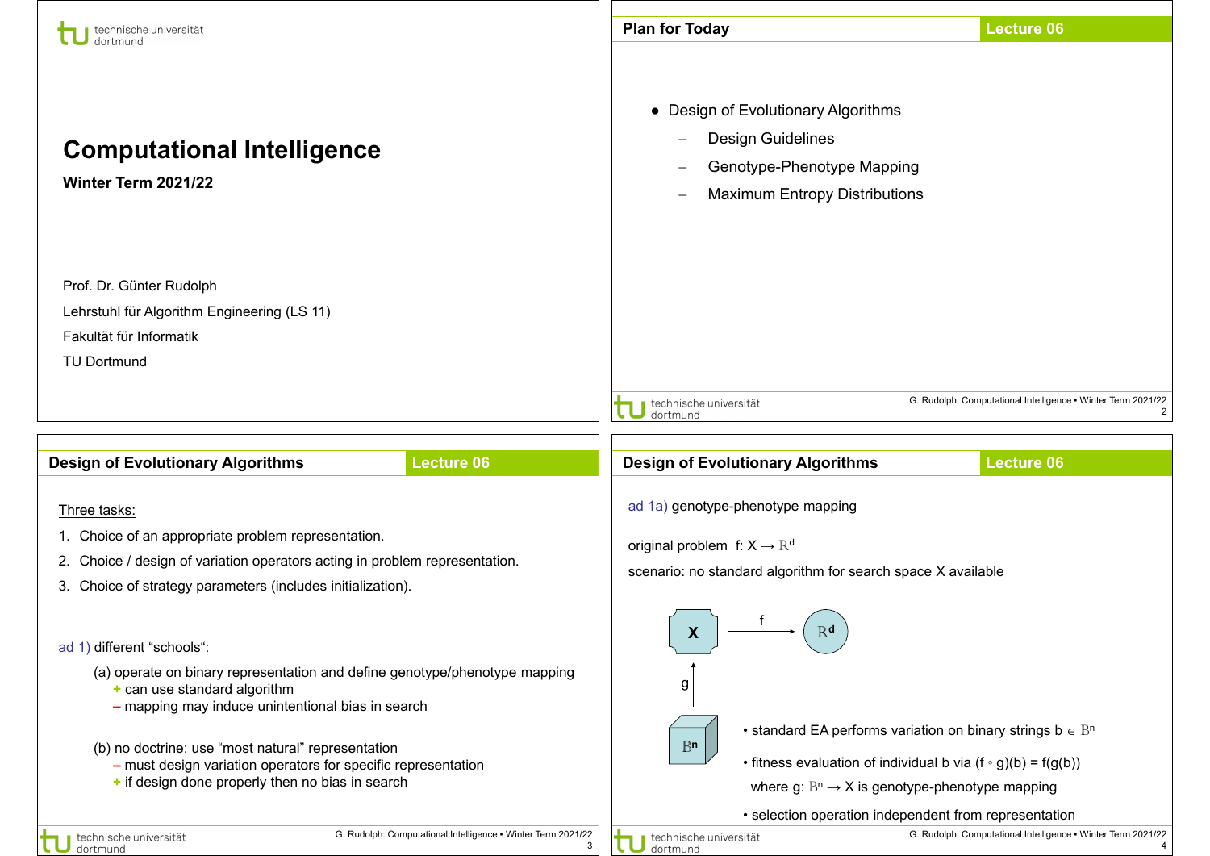# Computational Intelligence

**Winter Term 2021/22**

Prof. Dr. Günter Rudolph

Lehrstuhl für Algorithm Engineering (LS 11)

Fakultät für Informatik

TU Dortmund

## Plan for Today

- Design of Evolutionary Algorithms
  - Design Guidelines
  - Genotype-Phenotype Mapping
  - Maximum Entropy Distributions

## Design of Evolutionary Algorithms

Three tasks:

1. Choice of an appropriate problem representation.
2. Choice / design of variation operators acting in problem representation.
3. Choice of strategy parameters (includes initialization).

ad 1) different "schools":

(a) operate on binary representation and define genotype/phenotype mapping
   + can use standard algorithm
   – mapping may induce unintentional bias in search

(b) no doctrine: use "most natural" representation
   – must design variation operators for specific representation
   + if design done properly then no bias in search

## Design of Evolutionary Algorithms

ad 1a) genotype-phenotype mapping

original problem $f: X \to \mathbb{R}^d$

scenario: no standard algorithm for search space X available

$X \xrightarrow{f} \mathbb{R}^d$, $g: \mathbb{B}^n \to X$

- standard EA performs variation on binary strings $b \in \mathbb{B}^n$
- fitness evaluation of individual b via $(f \circ g)(b) = f(g(b))$
  where $g: \mathbb{B}^n \to X$ is genotype-phenotype mapping
- selection operation independent from representation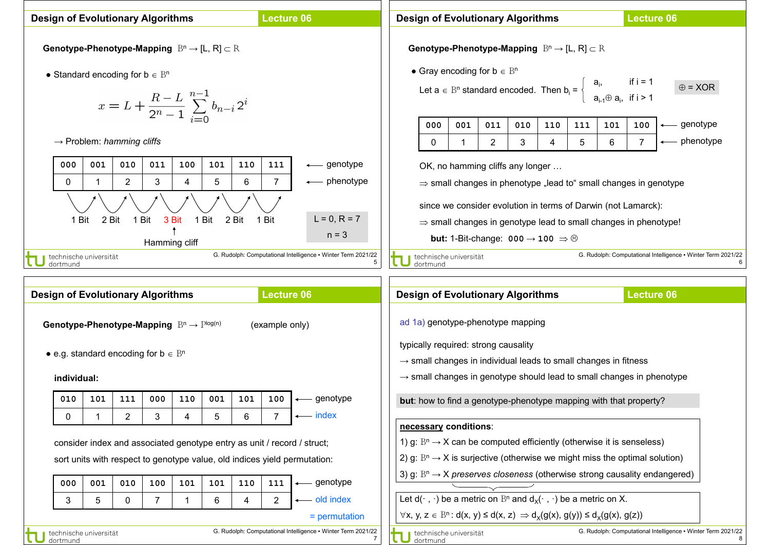## Design of Evolutionary Algorithms — Lecture 06

**Genotype-Phenotype-Mapping** $\mathbb{B}^n \to [L, R] \subset \mathbb{R}$

- Standard encoding for $b \in \mathbb{B}^n$

$$x = L + \frac{R-L}{2^n - 1} \sum_{i=0}^{n-1} b_{n-i} 2^i$$

→ Problem: *hamming cliffs*

| 000 | 001 | 010 | 011 | 100 | 101 | 110 | 111 | ← genotype |
|---|---|---|---|---|---|---|---|---|
| 0 | 1 | 2 | 3 | 4 | 5 | 6 | 7 | ← phenotype |

1 Bit, 2 Bit, 1 Bit, 3 Bit, 1 Bit, 2 Bit, 1 Bit

↑ Hamming cliff

L = 0, R = 7
n = 3

## Design of Evolutionary Algorithms — Lecture 06

**Genotype-Phenotype-Mapping** $\mathbb{B}^n \to [L, R] \subset \mathbb{R}$

- Gray encoding for $b \in \mathbb{B}^n$

Let $a \in \mathbb{B}^n$ standard encoded. Then $b_i = \begin{cases} a_i, & \text{if } i = 1 \\ a_{i-1} \oplus a_i, & \text{if } i > 1 \end{cases}$  ⊕ = XOR

| 000 | 001 | 011 | 010 | 110 | 111 | 101 | 100 | ← genotype |
|---|---|---|---|---|---|---|---|---|
| 0 | 1 | 2 | 3 | 4 | 5 | 6 | 7 | ← phenotype |

OK, no hamming cliffs any longer …

⇒ small changes in phenotype „lead to“ small changes in genotype

since we consider evolution in terms of Darwin (not Lamarck):

⇒ small changes in genotype lead to small changes in phenotype!

**but:** 1-Bit-change: 000 → 100 ⇒ ☹

## Design of Evolutionary Algorithms — Lecture 06

**Genotype-Phenotype-Mapping** $\mathbb{B}^n \to \mathbb{P}^{\log(n)}$ (example only)

- e.g. standard encoding for $b \in \mathbb{B}^n$

**individual:**

| 010 | 101 | 111 | 000 | 110 | 001 | 101 | 100 | ← genotype |
|---|---|---|---|---|---|---|---|---|
| 0 | 1 | 2 | 3 | 4 | 5 | 6 | 7 | ← index |

consider index and associated genotype entry as unit / record / struct;

sort units with respect to genotype value, old indices yield permutation:

| 000 | 001 | 010 | 100 | 101 | 101 | 110 | 111 | ← genotype |
|---|---|---|---|---|---|---|---|---|
| 3 | 5 | 0 | 7 | 1 | 6 | 4 | 2 | ← old index |

= permutation

## Design of Evolutionary Algorithms — Lecture 06

ad 1a) genotype-phenotype mapping

typically required: strong causality

→ small changes in individual leads to small changes in fitness

→ small changes in genotype should lead to small changes in phenotype

**but**: how to find a genotype-phenotype mapping with that property?

**<u>necessary</u> conditions**:

1) g: $\mathbb{B}^n \to X$ can be computed efficiently (otherwise it is senseless)

2) g: $\mathbb{B}^n \to X$ is surjective (otherwise we might miss the optimal solution)

3) g: $\mathbb{B}^n \to X$ *preserves closeness* (otherwise strong causality endangered)

Let $d(\cdot, \cdot)$ be a metric on $\mathbb{B}^n$ and $d_X(\cdot, \cdot)$ be a metric on X.

$\forall x, y, z \in \mathbb{B}^n: d(x, y) \leq d(x, z) \Rightarrow d_X(g(x), g(y)) \leq d_X(g(x), g(z))$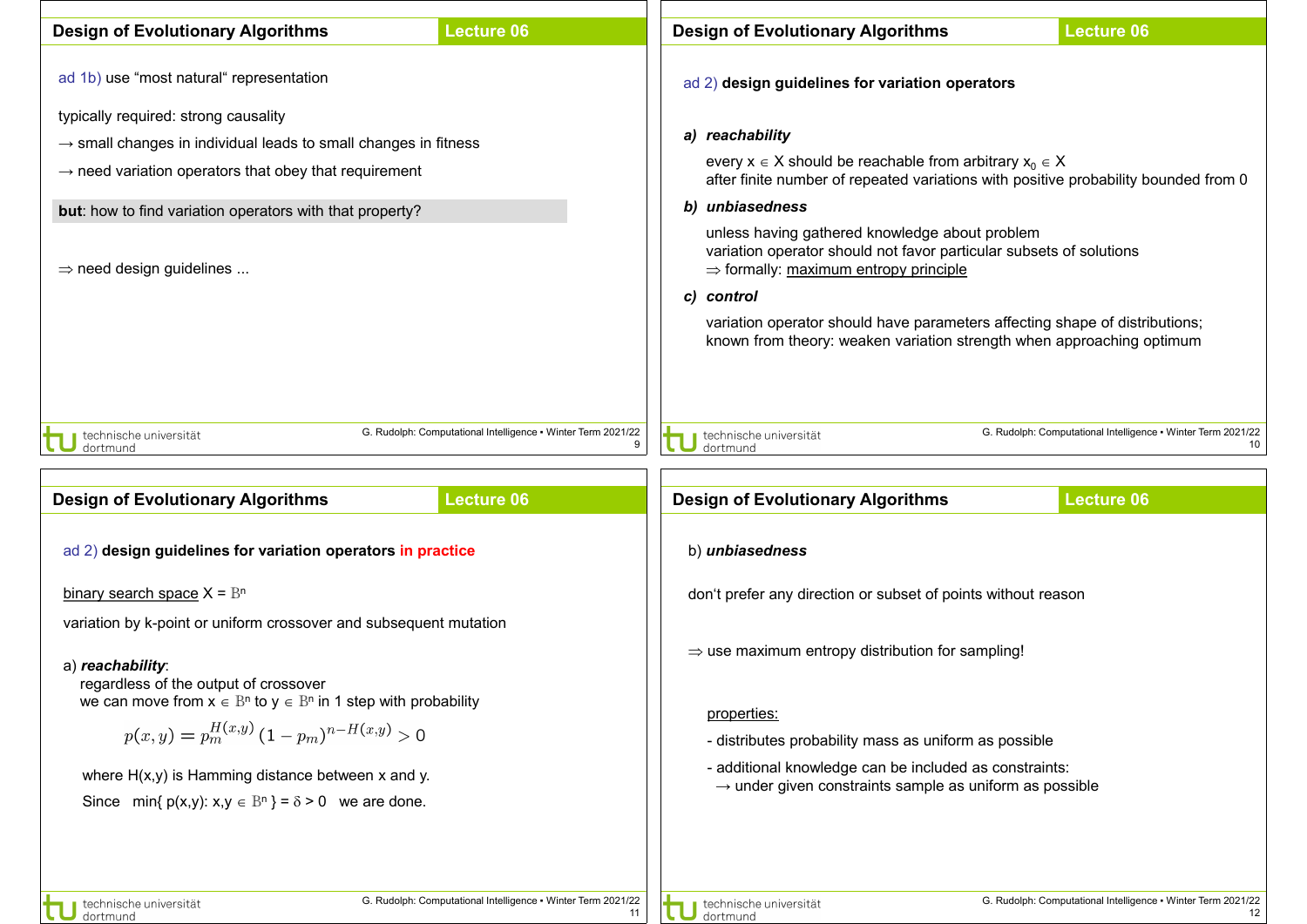## Design of Evolutionary Algorithms

ad 1b) use "most natural" representation

typically required: strong causality

→ small changes in individual leads to small changes in fitness

→ need variation operators that obey that requirement

**but**: how to find variation operators with that property?

⇒ need design guidelines ...

## Design of Evolutionary Algorithms

ad 2) **design guidelines for variation operators**

***a) reachability***

every $x \in X$ should be reachable from arbitrary $x_0 \in X$
after finite number of repeated variations with positive probability bounded from 0

***b) unbiasedness***

unless having gathered knowledge about problem
variation operator should not favor particular subsets of solutions
⇒ formally: maximum entropy principle

***c) control***

variation operator should have parameters affecting shape of distributions;
known from theory: weaken variation strength when approaching optimum

## Design of Evolutionary Algorithms

ad 2) **design guidelines for variation operators in practice**

binary search space $X = \mathbb{B}^n$

variation by k-point or uniform crossover and subsequent mutation

a) ***reachability***:
regardless of the output of crossover
we can move from $x \in \mathbb{B}^n$ to $y \in \mathbb{B}^n$ in 1 step with probability

$$p(x,y) = p_m^{H(x,y)} \, (1 - p_m)^{n-H(x,y)} > 0$$

where H(x,y) is Hamming distance between x and y.

Since $\min\{ p(x,y): x,y \in \mathbb{B}^n \} = \delta > 0$ we are done.

## Design of Evolutionary Algorithms

b) ***unbiasedness***

don't prefer any direction or subset of points without reason

⇒ use maximum entropy distribution for sampling!

properties:

- distributes probability mass as uniform as possible
- additional knowledge can be included as constraints:
  → under given constraints sample as uniform as possible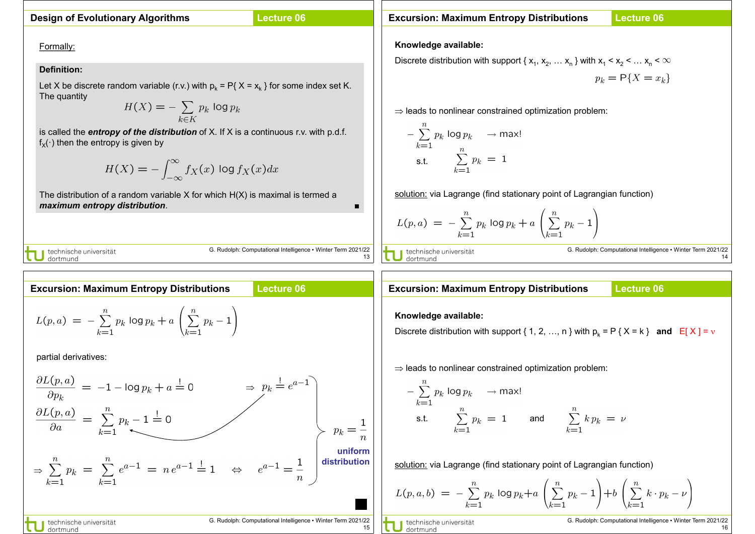## Design of Evolutionary Algorithms — Lecture 06

Formally:

**Definition:**

Let X be discrete random variable (r.v.) with $p_k = P\{ X = x_k \}$ for some index set K. The quantity

$$H(X) = -\sum_{k \in K} p_k \log p_k$$

is called the ***entropy of the distribution*** of X. If X is a continuous r.v. with p.d.f. $f_X(\cdot)$ then the entropy is given by

$$H(X) = -\int_{-\infty}^{\infty} f_X(x) \log f_X(x) dx$$

The distribution of a random variable X for which H(X) is maximal is termed a ***maximum entropy distribution***. ■

## Excursion: Maximum Entropy Distributions — Lecture 06

**Knowledge available:**

Discrete distribution with support $\{ x_1, x_2, \ldots x_n \}$ with $x_1 < x_2 < \ldots x_n < \infty$

$$p_k = P\{X = x_k\}$$

⇒ leads to nonlinear constrained optimization problem:

$$-\sum_{k=1}^{n} p_k \log p_k \rightarrow \max!$$

$$\text{s.t.} \quad \sum_{k=1}^{n} p_k = 1$$

solution: via Lagrange (find stationary point of Lagrangian function)

$$L(p,a) = -\sum_{k=1}^{n} p_k \log p_k + a \left( \sum_{k=1}^{n} p_k - 1 \right)$$

## Excursion: Maximum Entropy Distributions — Lecture 06

$$L(p,a) = -\sum_{k=1}^{n} p_k \log p_k + a \left( \sum_{k=1}^{n} p_k - 1 \right)$$

partial derivatives:

$$\frac{\partial L(p,a)}{\partial p_k} = -1 - \log p_k + a \stackrel{!}{=} 0 \quad \Rightarrow \quad p_k \stackrel{!}{=} e^{a-1}$$

$$\frac{\partial L(p,a)}{\partial a} = \sum_{k=1}^{n} p_k - 1 \stackrel{!}{=} 0$$

$$\Rightarrow \sum_{k=1}^{n} p_k = \sum_{k=1}^{n} e^{a-1} = n\, e^{a-1} \stackrel{!}{=} 1 \quad \Leftrightarrow \quad e^{a-1} = \frac{1}{n}$$

$$p_k = \frac{1}{n}$$

**uniform distribution** ■

## Excursion: Maximum Entropy Distributions — Lecture 06

**Knowledge available:**

Discrete distribution with support $\{ 1, 2, \ldots, n \}$ with $p_k = P \{ X = k \}$ **and** $E[ X ] = \nu$

⇒ leads to nonlinear constrained optimization problem:

$$-\sum_{k=1}^{n} p_k \log p_k \rightarrow \max!$$

$$\text{s.t.} \quad \sum_{k=1}^{n} p_k = 1 \quad \text{and} \quad \sum_{k=1}^{n} k\, p_k = \nu$$

solution: via Lagrange (find stationary point of Lagrangian function)

$$L(p,a,b) = -\sum_{k=1}^{n} p_k \log p_k + a \left( \sum_{k=1}^{n} p_k - 1 \right) + b \left( \sum_{k=1}^{n} k \cdot p_k - \nu \right)$$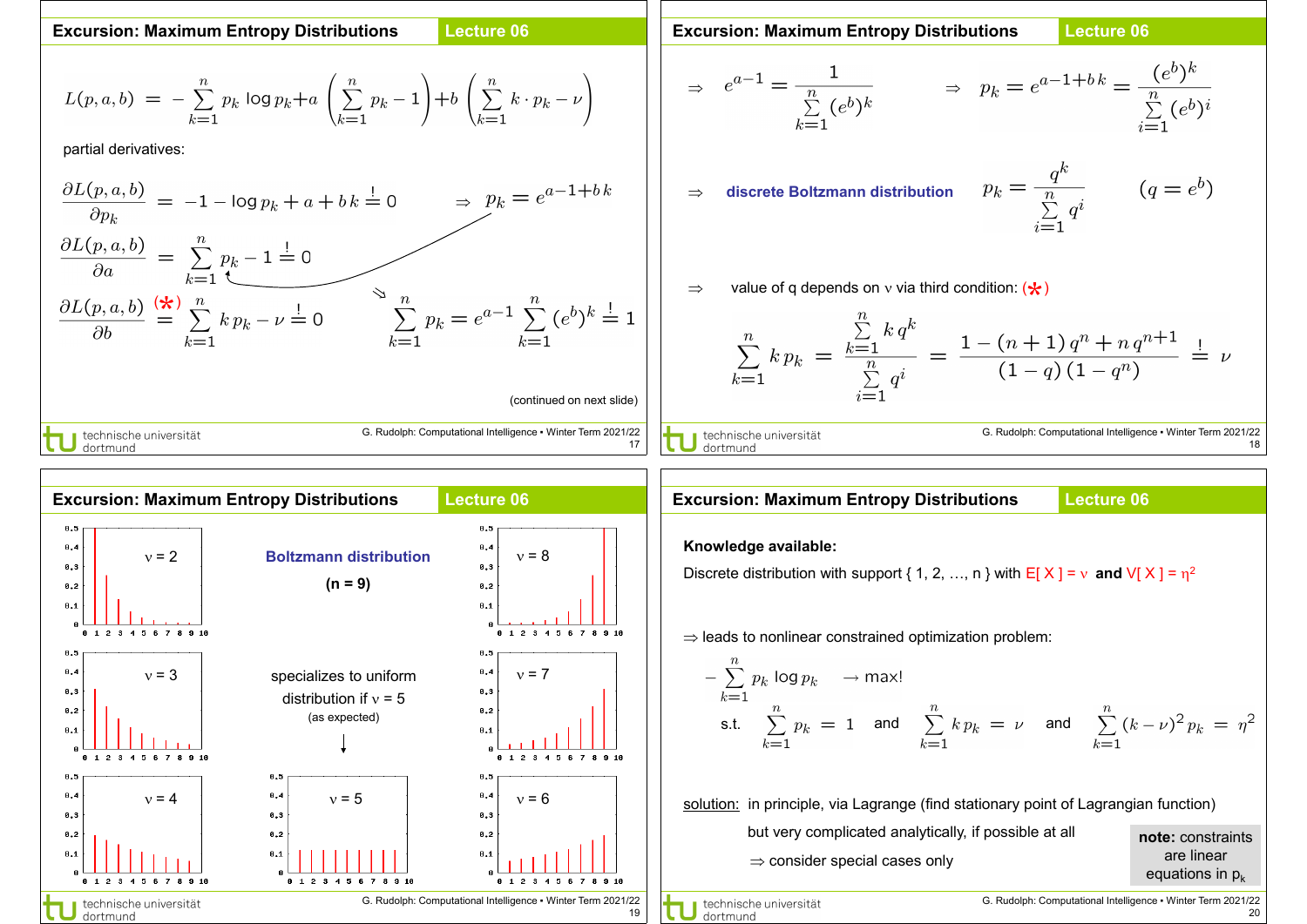## Excursion: Maximum Entropy Distributions — Lecture 06

$$L(p,a,b) = -\sum_{k=1}^{n} p_k \log p_k + a\left(\sum_{k=1}^{n} p_k - 1\right) + b\left(\sum_{k=1}^{n} k \cdot p_k - \nu\right)$$

partial derivatives:

$$\frac{\partial L(p,a,b)}{\partial p_k} = -1 - \log p_k + a + b\,k \overset{!}{=} 0 \quad \Rightarrow \quad p_k = e^{a-1+b\,k}$$

$$\frac{\partial L(p,a,b)}{\partial a} = \sum_{k=1}^{n} p_k - 1 \overset{!}{=} 0$$

$$\frac{\partial L(p,a,b)}{\partial b} \overset{(*)}{=} \sum_{k=1}^{n} k\,p_k - \nu \overset{!}{=} 0$$

$$\Rightarrow \sum_{k=1}^{n} p_k = e^{a-1} \sum_{k=1}^{n} (e^b)^k \overset{!}{=} 1$$

(continued on next slide)

## Excursion: Maximum Entropy Distributions — Lecture 06

$$\Rightarrow \quad e^{a-1} = \frac{1}{\sum_{k=1}^{n} (e^b)^k} \qquad \Rightarrow \quad p_k = e^{a-1+b\,k} = \frac{(e^b)^k}{\sum_{i=1}^{n} (e^b)^i}$$

$\Rightarrow$ **discrete Boltzmann distribution** $\quad p_k = \dfrac{q^k}{\sum_{i=1}^{n} q^i} \qquad (q = e^b)$

$\Rightarrow$ value of q depends on $\nu$ via third condition: (*)

$$\sum_{k=1}^{n} k\,p_k = \frac{\sum_{k=1}^{n} k\,q^k}{\sum_{i=1}^{n} q^i} = \frac{1-(n+1)\,q^n + n\,q^{n+1}}{(1-q)\,(1-q^n)} \overset{!}{=} \nu$$

## Excursion: Maximum Entropy Distributions — Lecture 06

**Boltzmann distribution**

**(n = 9)**

Plots for $\nu$ = 2, 3, 4, 5, 6, 7, 8

specializes to uniform distribution if $\nu$ = 5 (as expected)

## Excursion: Maximum Entropy Distributions — Lecture 06

**Knowledge available:**

Discrete distribution with support { 1, 2, …, n } with $E[X] = \nu$ **and** $V[X] = \eta^2$

$\Rightarrow$ leads to nonlinear constrained optimization problem:

$$-\sum_{k=1}^{n} p_k \log p_k \rightarrow \max!$$

s.t. $\displaystyle\sum_{k=1}^{n} p_k = 1$ and $\displaystyle\sum_{k=1}^{n} k\,p_k = \nu$ and $\displaystyle\sum_{k=1}^{n} (k-\nu)^2\,p_k = \eta^2$

solution: in principle, via Lagrange (find stationary point of Lagrangian function)

but very complicated analytically, if possible at all

$\Rightarrow$ consider special cases only

**note:** constraints are linear equations in $p_k$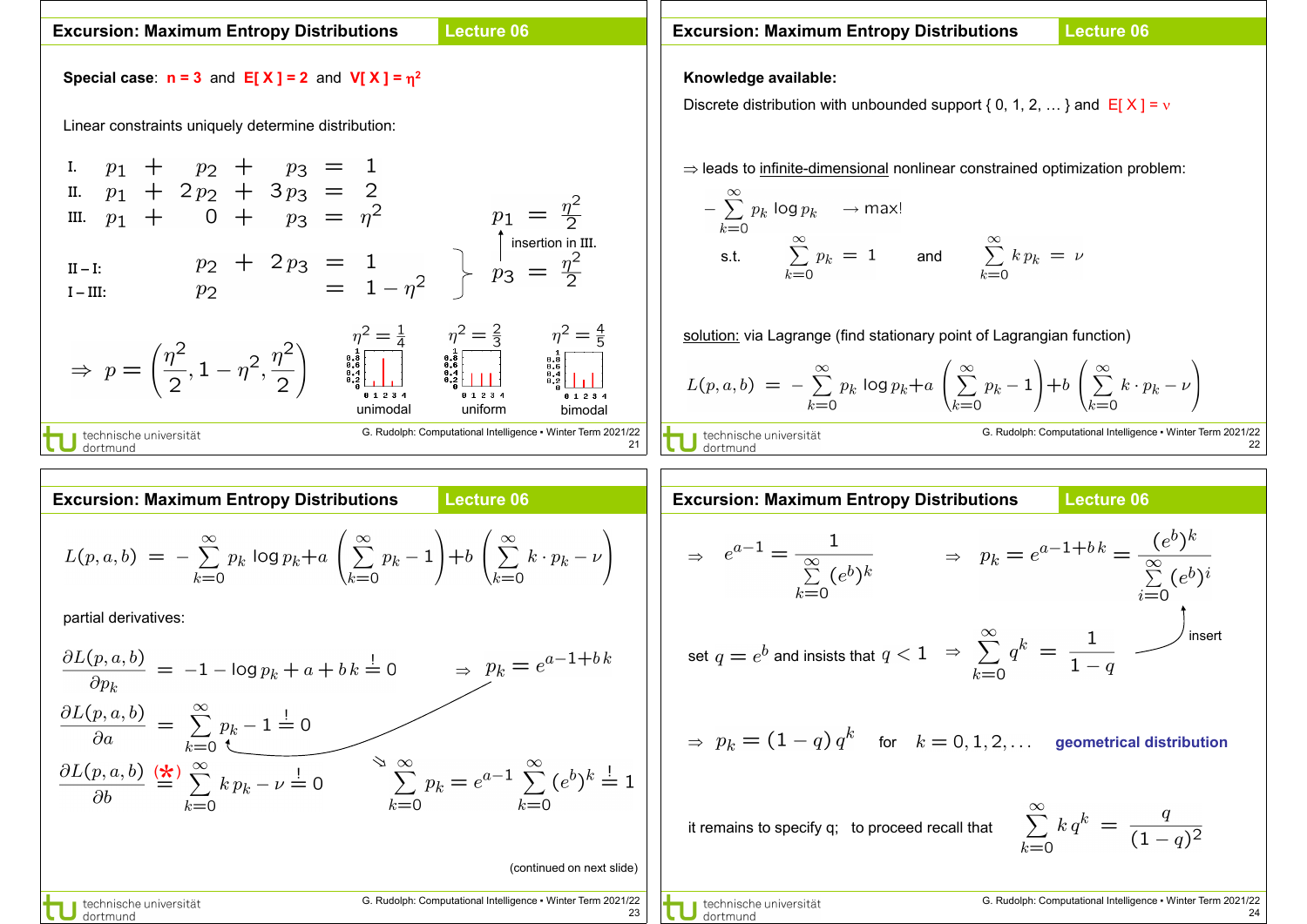## Excursion: Maximum Entropy Distributions — Lecture 06

**Special case**: **n = 3** and **E[ X ] = 2** and **V[ X ] = $\eta^2$**

Linear constraints uniquely determine distribution:

$$
\begin{array}{llcl}
\text{I.} & p_1 + p_2 + p_3 & = & 1 \\
\text{II.} & p_1 + 2p_2 + 3p_3 & = & 2 \\
\text{III.} & p_1 + 0 + p_3 & = & \eta^2 \\
\text{II} - \text{I:} & p_2 + 2p_3 & = & 1 \\
\text{I} - \text{III:} & p_2 & = & 1 - \eta^2
\end{array}
\quad \Rightarrow \quad p_3 = \frac{\eta^2}{2} \quad \xrightarrow{\text{insertion in III.}} \quad p_1 = \frac{\eta^2}{2}
$$

$$\Rightarrow p = \left(\frac{\eta^2}{2}, 1 - \eta^2, \frac{\eta^2}{2}\right)$$

$\eta^2 = \frac{1}{4}$: unimodal; $\eta^2 = \frac{2}{3}$: uniform; $\eta^2 = \frac{4}{5}$: bimodal

## Excursion: Maximum Entropy Distributions — Lecture 06

**Knowledge available:**

Discrete distribution with unbounded support { 0, 1, 2, … } and E[ X ] = $\nu$

⇒ leads to infinite-dimensional nonlinear constrained optimization problem:

$$-\sum_{k=0}^{\infty} p_k \log p_k \rightarrow \max!$$

s.t. $\sum_{k=0}^{\infty} p_k = 1$ and $\sum_{k=0}^{\infty} k\, p_k = \nu$

solution: via Lagrange (find stationary point of Lagrangian function)

$$L(p,a,b) = -\sum_{k=0}^{\infty} p_k \log p_k + a\left(\sum_{k=0}^{\infty} p_k - 1\right) + b\left(\sum_{k=0}^{\infty} k \cdot p_k - \nu\right)$$

## Excursion: Maximum Entropy Distributions — Lecture 06

$$L(p,a,b) = -\sum_{k=0}^{\infty} p_k \log p_k + a\left(\sum_{k=0}^{\infty} p_k - 1\right) + b\left(\sum_{k=0}^{\infty} k \cdot p_k - \nu\right)$$

partial derivatives:

$$\frac{\partial L(p,a,b)}{\partial p_k} = -1 - \log p_k + a + b\,k \overset{!}{=} 0 \quad \Rightarrow \quad p_k = e^{a-1+b\,k}$$

$$\frac{\partial L(p,a,b)}{\partial a} = \sum_{k=0}^{\infty} p_k - 1 \overset{!}{=} 0$$

$$\frac{\partial L(p,a,b)}{\partial b} \overset{(*)}{=} \sum_{k=0}^{\infty} k\, p_k - \nu \overset{!}{=} 0$$

$$\Rightarrow \sum_{k=0}^{\infty} p_k = e^{a-1} \sum_{k=0}^{\infty} (e^b)^k \overset{!}{=} 1$$

(continued on next slide)

## Excursion: Maximum Entropy Distributions — Lecture 06

$$\Rightarrow \quad e^{a-1} = \frac{1}{\sum_{k=0}^{\infty} (e^b)^k} \qquad \Rightarrow \quad p_k = e^{a-1+b\,k} = \frac{(e^b)^k}{\sum_{i=0}^{\infty} (e^b)^i}$$

set $q = e^b$ and insists that $q < 1$ $\Rightarrow \sum_{k=0}^{\infty} q^k = \frac{1}{1-q}$ (insert)

$$\Rightarrow \quad p_k = (1-q)\, q^k \quad \text{for} \quad k = 0, 1, 2, \ldots$$

**geometrical distribution**

it remains to specify q; to proceed recall that $\sum_{k=0}^{\infty} k\, q^k = \frac{q}{(1-q)^2}$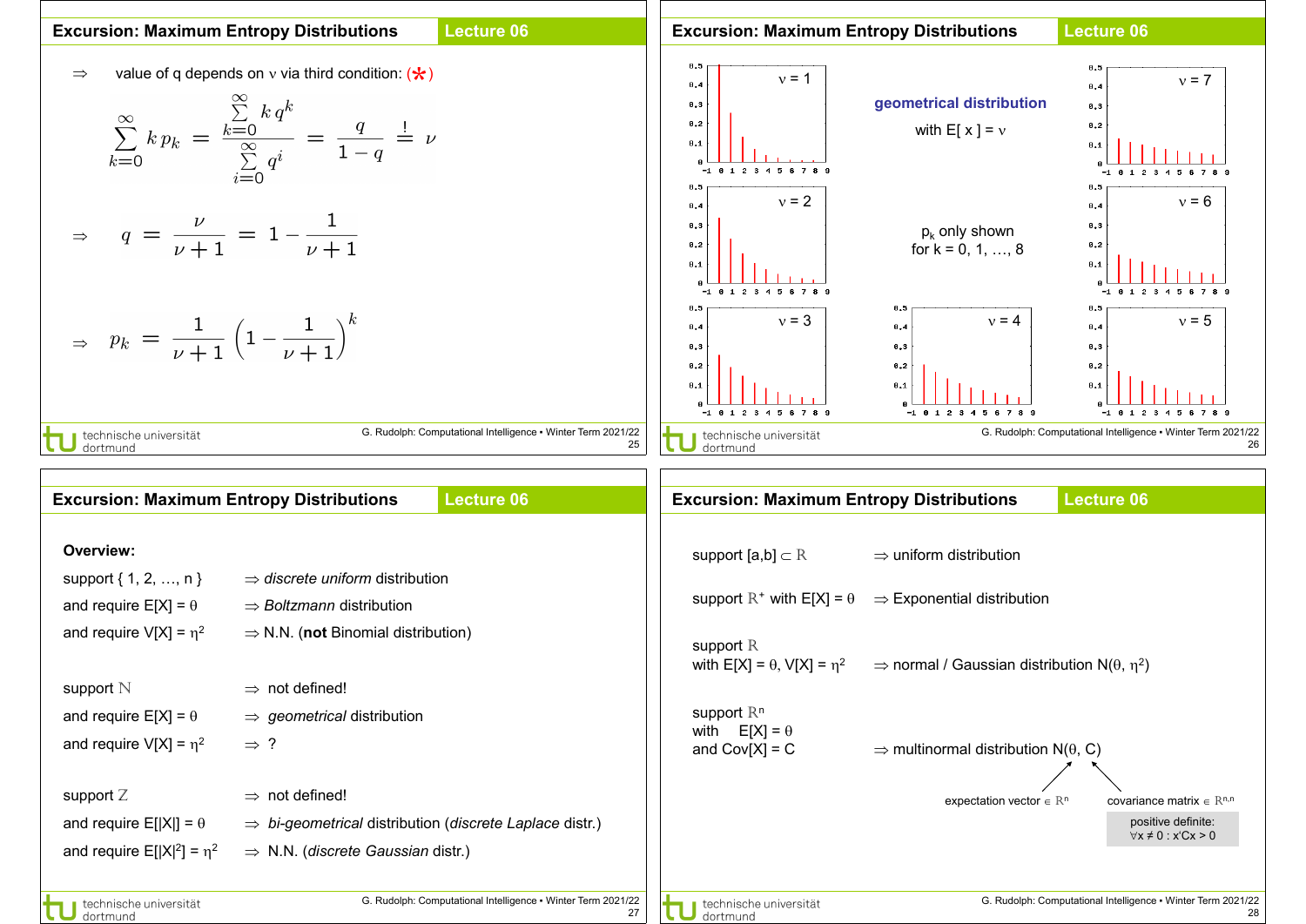## Excursion: Maximum Entropy Distributions

Lecture 06

⇒ value of q depends on $\nu$ via third condition: (*)

$$\sum_{k=0}^{\infty} k\, p_k = \frac{\sum_{k=0}^{\infty} k\, q^k}{\sum_{i=0}^{\infty} q^i} = \frac{q}{1-q} \stackrel{!}{=} \nu$$

$$\Rightarrow \quad q = \frac{\nu}{\nu+1} = 1 - \frac{1}{\nu+1}$$

$$\Rightarrow \quad p_k = \frac{1}{\nu+1}\left(1 - \frac{1}{\nu+1}\right)^k$$

## Excursion: Maximum Entropy Distributions

Lecture 06

**geometrical distribution**

with E[ x ] = $\nu$

$p_k$ only shown for k = 0, 1, …, 8

$\nu = 1$, $\nu = 2$, $\nu = 3$, $\nu = 4$, $\nu = 5$, $\nu = 6$, $\nu = 7$

## Excursion: Maximum Entropy Distributions

Lecture 06

**Overview:**

| | |
|---|---|
| support { 1, 2, …, n } | ⇒ *discrete uniform* distribution |
| and require E[X] = $\theta$ | ⇒ *Boltzmann* distribution |
| and require V[X] = $\eta^2$ | ⇒ N.N. (**not** Binomial distribution) |
| support $\mathbb{N}$ | ⇒ not defined! |
| and require E[X] = $\theta$ | ⇒ *geometrical* distribution |
| and require V[X] = $\eta^2$ | ⇒ ? |
| support $\mathbb{Z}$ | ⇒ not defined! |
| and require E[\|X\|] = $\theta$ | ⇒ *bi-geometrical* distribution (*discrete Laplace* distr.) |
| and require E[\|X\|$^2$] = $\eta^2$ | ⇒ N.N. (*discrete Gaussian* distr.) |

## Excursion: Maximum Entropy Distributions

Lecture 06

| | |
|---|---|
| support [a,b] $\subset \mathbb{R}$ | ⇒ uniform distribution |
| support $\mathbb{R}^+$ with E[X] = $\theta$ | ⇒ Exponential distribution |
| support $\mathbb{R}$ with E[X] = $\theta$, V[X] = $\eta^2$ | ⇒ normal / Gaussian distribution N($\theta$, $\eta^2$) |
| support $\mathbb{R}^n$ with E[X] = $\theta$ and Cov[X] = C | ⇒ multinormal distribution N($\theta$, C) |

expectation vector $\in \mathbb{R}^n$

covariance matrix $\in \mathbb{R}^{n,n}$

positive definite: $\forall x \neq 0 : x'Cx > 0$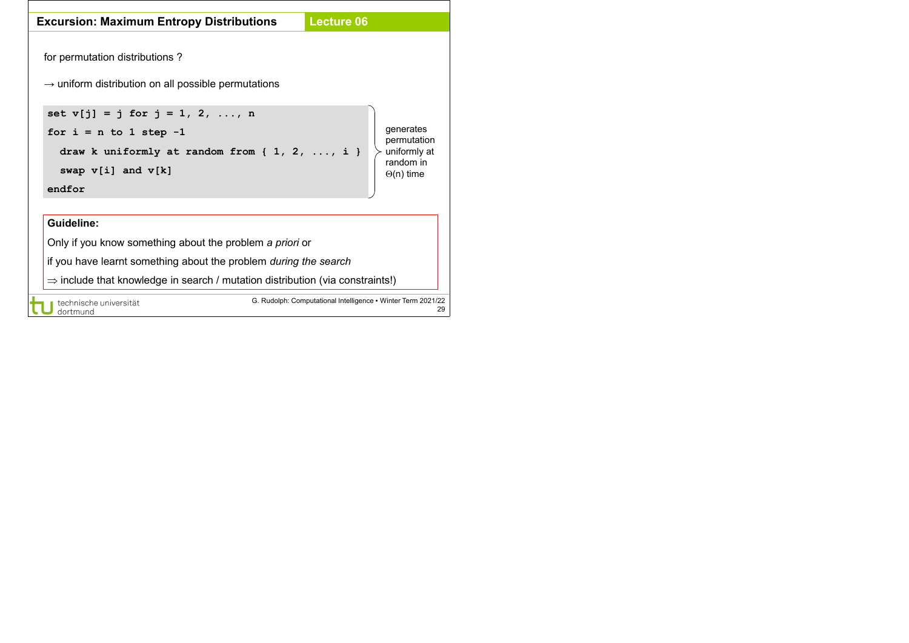## Excursion: Maximum Entropy Distributions

for permutation distributions ?

→ uniform distribution on all possible permutations

```
set v[j] = j for j = 1, 2, ..., n
for i = n to 1 step -1
  draw k uniformly at random from { 1, 2, ..., i }
  swap v[i] and v[k]
endfor
```

generates permutation uniformly at random in $\Theta(n)$ time

**Guideline:**

Only if you know something about the problem *a priori* or

if you have learnt something about the problem *during the search*

⇒ include that knowledge in search / mutation distribution (via constraints!)